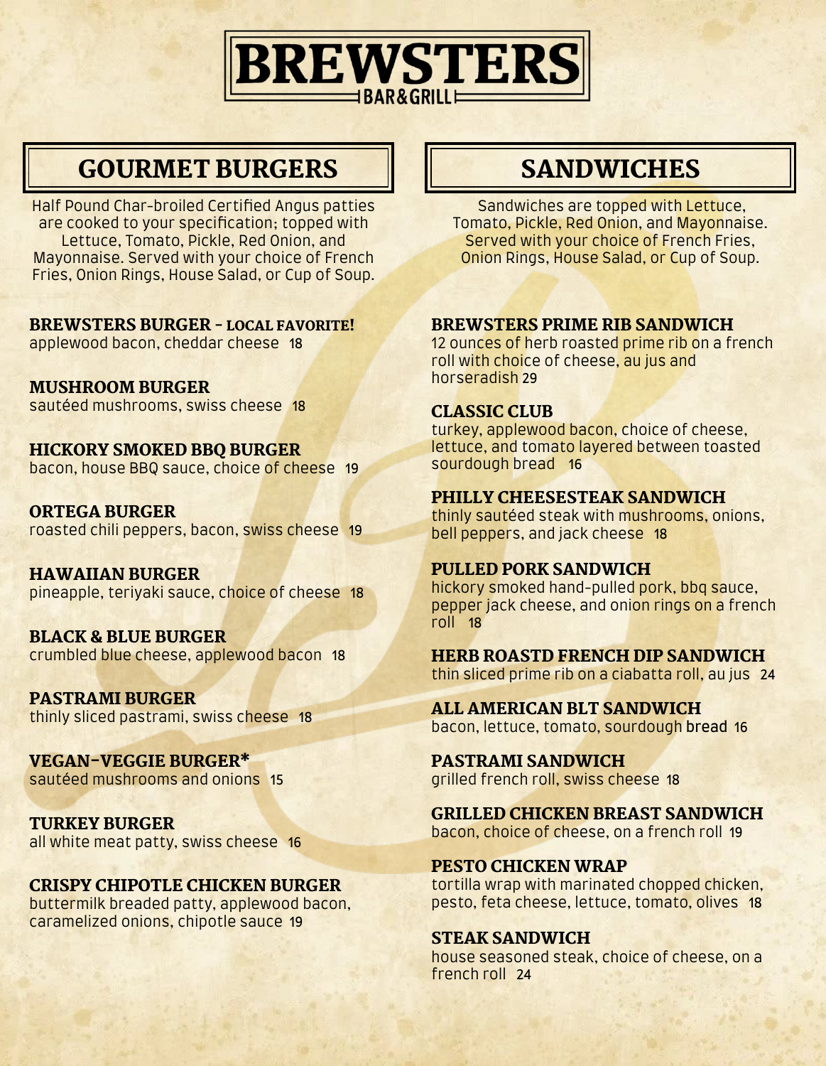# BREWSTERS

BAR&GRILL

## GOURMET BURGERS

Half Pound Char-broiled Certified Angus patties are cooked to your specification; topped with Lettuce, Tomato, Pickle, Red Onion, and Mayonnaise. Served with your choice of French Fries, Onion Rings, House Salad, or Cup of Soup.

**BREWSTERS BURGER - LOCAL FAVORITE!**
applewood bacon, cheddar cheese 18

**MUSHROOM BURGER**
sautéed mushrooms, swiss cheese 18

**HICKORY SMOKED BBQ BURGER**
bacon, house BBQ sauce, choice of cheese 19

**ORTEGA BURGER**
roasted chili peppers, bacon, swiss cheese 19

**HAWAIIAN BURGER**
pineapple, teriyaki sauce, choice of cheese 18

**BLACK & BLUE BURGER**
crumbled blue cheese, applewood bacon 18

**PASTRAMI BURGER**
thinly sliced pastrami, swiss cheese 18

**VEGAN-VEGGIE BURGER***
sautéed mushrooms and onions 15

**TURKEY BURGER**
all white meat patty, swiss cheese 16

**CRISPY CHIPOTLE CHICKEN BURGER**
buttermilk breaded patty, applewood bacon, caramelized onions, chipotle sauce 19

## SANDWICHES

Sandwiches are topped with Lettuce, Tomato, Pickle, Red Onion, and Mayonnaise. Served with your choice of French Fries, Onion Rings, House Salad, or Cup of Soup.

**BREWSTERS PRIME RIB SANDWICH**
12 ounces of herb roasted prime rib on a french roll with choice of cheese, au jus and horseradish 29

**CLASSIC CLUB**
turkey, applewood bacon, choice of cheese, lettuce, and tomato layered between toasted sourdough bread 16

**PHILLY CHEESESTEAK SANDWICH**
thinly sautéed steak with mushrooms, onions, bell peppers, and jack cheese 18

**PULLED PORK SANDWICH**
hickory smoked hand-pulled pork, bbq sauce, pepper jack cheese, and onion rings on a french roll 18

**HERB ROASTD FRENCH DIP SANDWICH**
thin sliced prime rib on a ciabatta roll, au jus 24

**ALL AMERICAN BLT SANDWICH**
bacon, lettuce, tomato, sourdough bread 16

**PASTRAMI SANDWICH**
grilled french roll, swiss cheese 18

**GRILLED CHICKEN BREAST SANDWICH**
bacon, choice of cheese, on a french roll 19

**PESTO CHICKEN WRAP**
tortilla wrap with marinated chopped chicken, pesto, feta cheese, lettuce, tomato, olives 18

**STEAK SANDWICH**
house seasoned steak, choice of cheese, on a french roll 24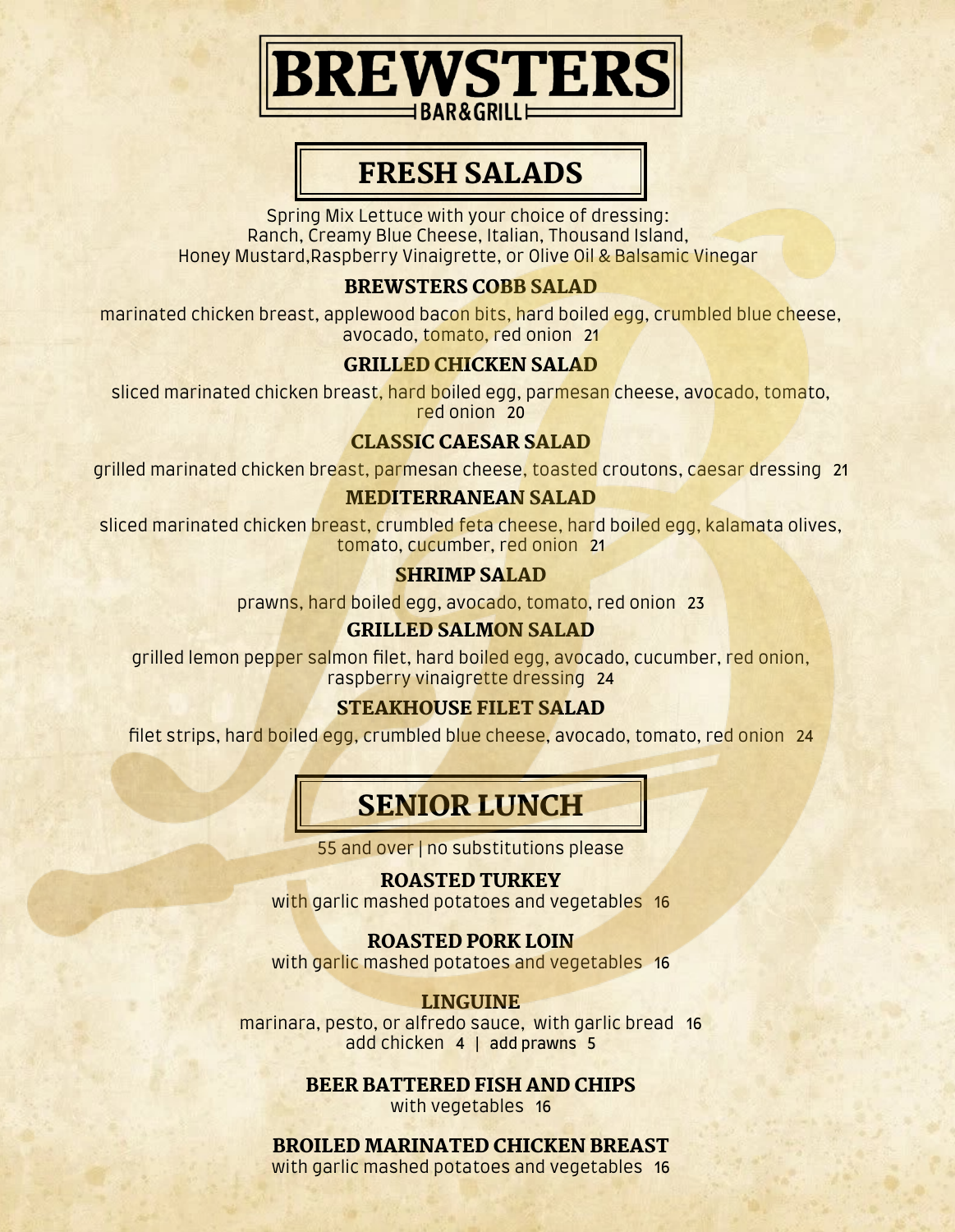# BREWSTERS

BAR&GRILL

## FRESH SALADS

Spring Mix Lettuce with your choice of dressing:
Ranch, Creamy Blue Cheese, Italian, Thousand Island,
Honey Mustard,Raspberry Vinaigrette, or Olive Oil & Balsamic Vinegar

### BREWSTERS COBB SALAD

marinated chicken breast, applewood bacon bits, hard boiled egg, crumbled blue cheese, avocado, tomato, red onion 21

### GRILLED CHICKEN SALAD

sliced marinated chicken breast, hard boiled egg, parmesan cheese, avocado, tomato, red onion 20

### CLASSIC CAESAR SALAD

grilled marinated chicken breast, parmesan cheese, toasted croutons, caesar dressing 21

### MEDITERRANEAN SALAD

sliced marinated chicken breast, crumbled feta cheese, hard boiled egg, kalamata olives, tomato, cucumber, red onion 21

### SHRIMP SALAD

prawns, hard boiled egg, avocado, tomato, red onion 23

### GRILLED SALMON SALAD

grilled lemon pepper salmon filet, hard boiled egg, avocado, cucumber, red onion, raspberry vinaigrette dressing 24

### STEAKHOUSE FILET SALAD

filet strips, hard boiled egg, crumbled blue cheese, avocado, tomato, red onion 24

## SENIOR LUNCH

55 and over | no substitutions please

### ROASTED TURKEY

with garlic mashed potatoes and vegetables 16

### ROASTED PORK LOIN

with garlic mashed potatoes and vegetables 16

### LINGUINE

marinara, pesto, or alfredo sauce, with garlic bread 16
add chicken 4 | add prawns 5

### BEER BATTERED FISH AND CHIPS

with vegetables 16

### BROILED MARINATED CHICKEN BREAST

with garlic mashed potatoes and vegetables 16